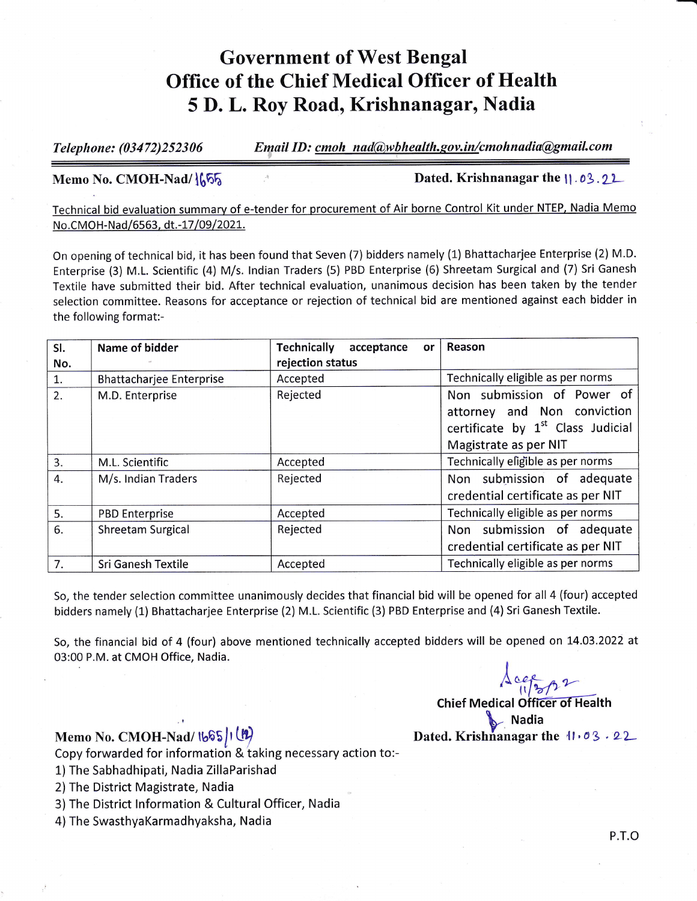# Government of West Bengal
# Office of the Chief Medical Officer of Health
# 5 D. L. Roy Road, Krishnanagar, Nadia

*Telephone: (03472)252306* *Email ID: cmoh_nad@wbhealth.gov.in/cmohnadia@gmail.com*

**Memo No. CMOH-Nad/1655** **Dated. Krishnanagar the 11.03.22**

Technical bid evaluation summary of e-tender for procurement of Air borne Control Kit under NTEP, Nadia Memo No.CMOH-Nad/6563, dt.-17/09/2021.

On opening of technical bid, it has been found that Seven (7) bidders namely (1) Bhattacharjee Enterprise (2) M.D. Enterprise (3) M.L. Scientific (4) M/s. Indian Traders (5) PBD Enterprise (6) Shreetam Surgical and (7) Sri Ganesh Textile have submitted their bid. After technical evaluation, unanimous decision has been taken by the tender selection committee. Reasons for acceptance or rejection of technical bid are mentioned against each bidder in the following format:-

| Sl. No. | Name of bidder | Technically acceptance or rejection status | Reason |
|---|---|---|---|
| 1. | Bhattacharjee Enterprise | Accepted | Technically eligible as per norms |
| 2. | M.D. Enterprise | Rejected | Non submission of Power of attorney and Non conviction certificate by 1st Class Judicial Magistrate as per NIT |
| 3. | M.L. Scientific | Accepted | Technically eligible as per norms |
| 4. | M/s. Indian Traders | Rejected | Non submission of adequate credential certificate as per NIT |
| 5. | PBD Enterprise | Accepted | Technically eligible as per norms |
| 6. | Shreetam Surgical | Rejected | Non submission of adequate credential certificate as per NIT |
| 7. | Sri Ganesh Textile | Accepted | Technically eligible as per norms |

So, the tender selection committee unanimously decides that financial bid will be opened for all 4 (four) accepted bidders namely (1) Bhattacharjee Enterprise (2) M.L. Scientific (3) PBD Enterprise and (4) Sri Ganesh Textile.

So, the financial bid of 4 (four) above mentioned technically accepted bidders will be opened on 14.03.2022 at 03:00 P.M. at CMOH Office, Nadia.

Sd/- 11/3/22
**Chief Medical Officer of Health**
**Nadia**

**Memo No. CMOH-Nad/ 1655/1(4)** **Dated. Krishnanagar the 11.03.22**

Copy forwarded for information & taking necessary action to:-

1) The Sabhadhipati, Nadia ZillaParishad
2) The District Magistrate, Nadia
3) The District Information & Cultural Officer, Nadia
4) The SwasthyaKarmadhyaksha, Nadia

P.T.O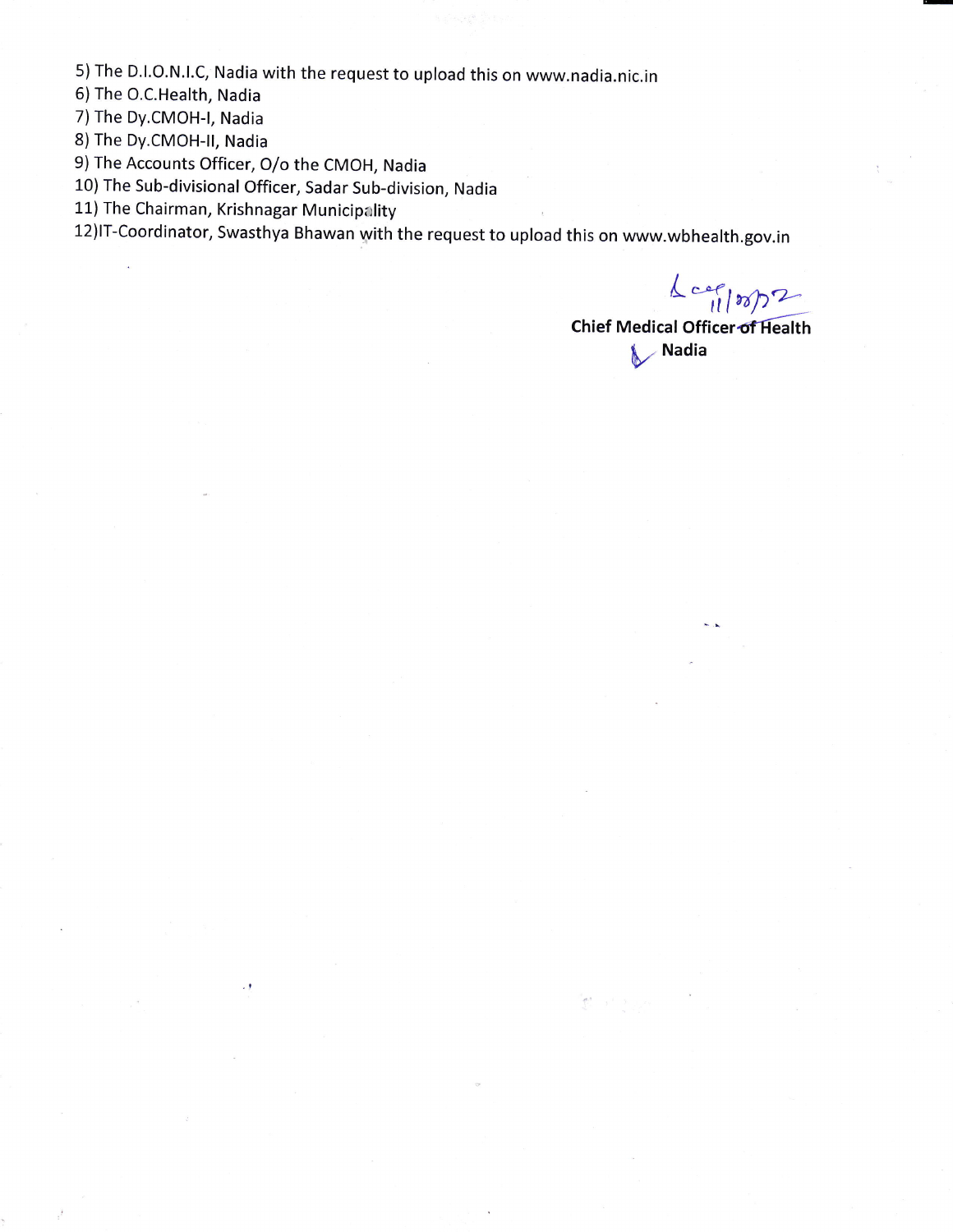5) The D.I.O.N.I.C, Nadia with the request to upload this on www.nadia.nic.in
6) The O.C.Health, Nadia
7) The Dy.CMOH-I, Nadia
8) The Dy.CMOH-II, Nadia
9) The Accounts Officer, O/o the CMOH, Nadia
10) The Sub-divisional Officer, Sadar Sub-division, Nadia
11) The Chairman, Krishnagar Municipality
12)IT-Coordinator, Swasthya Bhawan with the request to upload this on www.wbhealth.gov.in

**Chief Medical Officer of Health**
**Nadia**